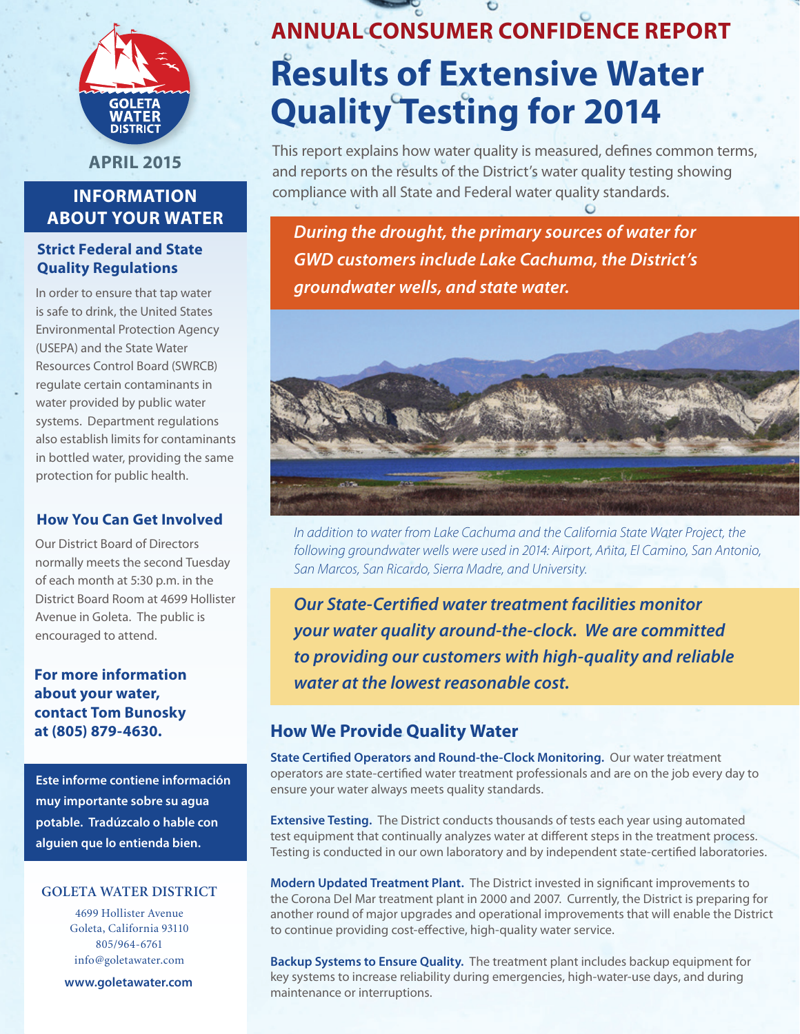GOLETA WATER DISTRICT

**APRIL 2015**

## INFORMATION ABOUT YOUR WATER

### Strict Federal and State Quality Regulations

In order to ensure that tap water is safe to drink, the United States Environmental Protection Agency (USEPA) and the State Water Resources Control Board (SWRCB) regulate certain contaminants in water provided by public water systems. Department regulations also establish limits for contaminants in bottled water, providing the same protection for public health.

### How You Can Get Involved

Our District Board of Directors normally meets the second Tuesday of each month at 5:30 p.m. in the District Board Room at 4699 Hollister Avenue in Goleta. The public is encouraged to attend.

**For more information about your water, contact Tom Bunosky at (805) 879-4630.**

**Este informe contiene información muy importante sobre su agua potable. Tradúzcalo o hable con alguien que lo entienda bien.**

GOLETA WATER DISTRICT

4699 Hollister Avenue
Goleta, California 93110
805/964-6761
info@goletawater.com

**www.goletawater.com**

## ANNUAL CONSUMER CONFIDENCE REPORT

# Results of Extensive Water Quality Testing for 2014

This report explains how water quality is measured, defines common terms, and reports on the results of the District's water quality testing showing compliance with all State and Federal water quality standards.

***During the drought, the primary sources of water for GWD customers include Lake Cachuma, the District's groundwater wells, and state water.***

*In addition to water from Lake Cachuma and the California State Water Project, the following groundwater wells were used in 2014: Airport, Anita, El Camino, San Antonio, San Marcos, San Ricardo, Sierra Madre, and University.*

***Our State-Certified water treatment facilities monitor your water quality around-the-clock. We are committed to providing our customers with high-quality and reliable water at the lowest reasonable cost.***

## How We Provide Quality Water

**State Certified Operators and Round-the-Clock Monitoring.** Our water treatment operators are state-certified water treatment professionals and are on the job every day to ensure your water always meets quality standards.

**Extensive Testing.** The District conducts thousands of tests each year using automated test equipment that continually analyzes water at different steps in the treatment process. Testing is conducted in our own laboratory and by independent state-certified laboratories.

**Modern Updated Treatment Plant.** The District invested in significant improvements to the Corona Del Mar treatment plant in 2000 and 2007. Currently, the District is preparing for another round of major upgrades and operational improvements that will enable the District to continue providing cost-effective, high-quality water service.

**Backup Systems to Ensure Quality.** The treatment plant includes backup equipment for key systems to increase reliability during emergencies, high-water-use days, and during maintenance or interruptions.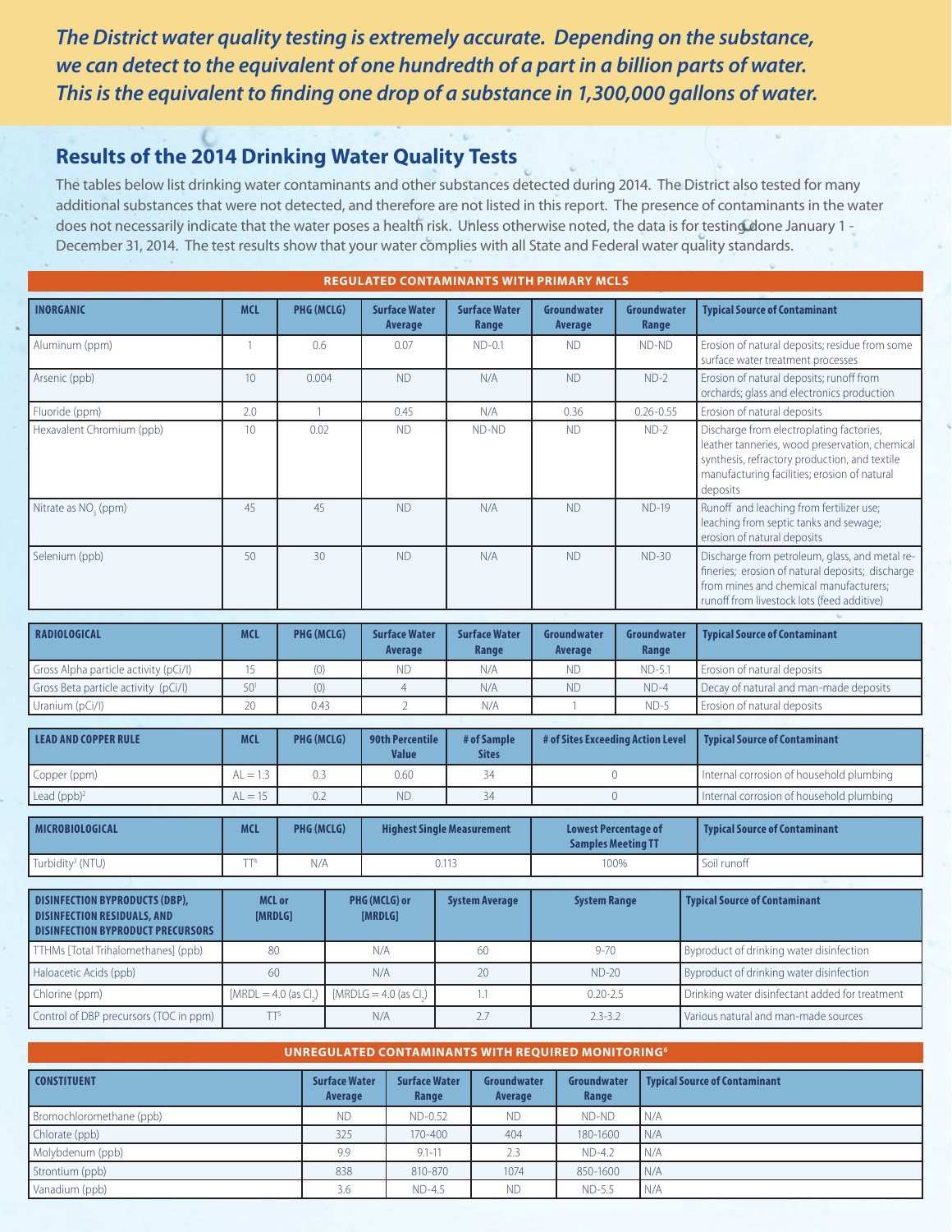***The District water quality testing is extremely accurate. Depending on the substance, we can detect to the equivalent of one hundredth of a part in a billion parts of water. This is the equivalent to finding one drop of a substance in 1,300,000 gallons of water.***

## Results of the 2014 Drinking Water Quality Tests

The tables below list drinking water contaminants and other substances detected during 2014. The District also tested for many additional substances that were not detected, and therefore are not listed in this report. The presence of contaminants in the water does not necessarily indicate that the water poses a health risk. Unless otherwise noted, the data is for testing done January 1 - December 31, 2014. The test results show that your water complies with all State and Federal water quality standards.

### REGULATED CONTAMINANTS WITH PRIMARY MCLS

| INORGANIC | MCL | PHG (MCLG) | Surface Water Average | Surface Water Range | Groundwater Average | Groundwater Range | Typical Source of Contaminant |
|---|---|---|---|---|---|---|---|
| Aluminum (ppm) | 1 | 0.6 | 0.07 | ND-0.1 | ND | ND-ND | Erosion of natural deposits; residue from some surface water treatment processes |
| Arsenic (ppb) | 10 | 0.004 | ND | N/A | ND | ND-2 | Erosion of natural deposits; runoff from orchards; glass and electronics production |
| Fluoride (ppm) | 2.0 | 1 | 0.45 | N/A | 0.36 | 0.26-0.55 | Erosion of natural deposits |
| Hexavalent Chromium (ppb) | 10 | 0.02 | ND | ND-ND | ND | ND-2 | Discharge from electroplating factories, leather tanneries, wood preservation, chemical synthesis, refractory production, and textile manufacturing facilities; erosion of natural deposits |
| Nitrate as $NO_3$ (ppm) | 45 | 45 | ND | N/A | ND | ND-19 | Runoff and leaching from fertilizer use; leaching from septic tanks and sewage; erosion of natural deposits |
| Selenium (ppb) | 50 | 30 | ND | N/A | ND | ND-30 | Discharge from petroleum, glass, and metal refineries; erosion of natural deposits; discharge from mines and chemical manufacturers; runoff from livestock lots (feed additive) |

| RADIOLOGICAL | MCL | PHG (MCLG) | Surface Water Average | Surface Water Range | Groundwater Average | Groundwater Range | Typical Source of Contaminant |
|---|---|---|---|---|---|---|---|
| Gross Alpha particle activity (pCi/l) | 15 | (0) | ND | N/A | ND | ND-5.1 | Erosion of natural deposits |
| Gross Beta particle activity (pCi/l) | 50[1] | (0) | 4 | N/A | ND | ND-4 | Decay of natural and man-made deposits |
| Uranium (pCi/l) | 20 | 0.43 | 2 | N/A | 1 | ND-5 | Erosion of natural deposits |

| LEAD AND COPPER RULE | MCL | PHG (MCLG) | 90th Percentile Value | # of Sample Sites | # of Sites Exceeding Action Level | Typical Source of Contaminant |
|---|---|---|---|---|---|---|
| Copper (ppm) | AL = 1.3 | 0.3 | 0.60 | 34 | 0 | Internal corrosion of household plumbing |
| Lead (ppb)[2] | AL = 15 | 0.2 | ND | 34 | 0 | Internal corrosion of household plumbing |

| MICROBIOLOGICAL | MCL | PHG (MCLG) | Highest Single Measurement | Lowest Percentage of Samples Meeting TT | Typical Source of Contaminant |
|---|---|---|---|---|---|
| Turbidity[3] (NTU) | TT[4] | N/A | 0.113 | 100% | Soil runoff |

| DISINFECTION BYPRODUCTS (DBP), DISINFECTION RESIDUALS, AND DISINFECTION BYPRODUCT PRECURSORS | MCL or [MRDL] | PHG (MCLG) or [MRDLG] | System Average | System Range | Typical Source of Contaminant |
|---|---|---|---|---|---|
| TTHMs [Total Trihalomethanes] (ppb) | 80 | N/A | 60 | 9-70 | Byproduct of drinking water disinfection |
| Haloacetic Acids (ppb) | 60 | N/A | 20 | ND-20 | Byproduct of drinking water disinfection |
| Chlorine (ppm) | [MRDL = 4.0 (as $Cl_2$)] | [MRDLG = 4.0 (as $Cl_2$)] | 1.1 | 0.20-2.5 | Drinking water disinfectant added for treatment |
| Control of DBP precursors (TOC in ppm) | TT[5] | N/A | 2.7 | 2.3-3.2 | Various natural and man-made sources |

### UNREGULATED CONTAMINANTS WITH REQUIRED MONITORING[6]

| CONSTITUENT | Surface Water Average | Surface Water Range | Groundwater Average | Groundwater Range | Typical Source of Contaminant |
|---|---|---|---|---|---|
| Bromochloromethane (ppb) | ND | ND-0.52 | ND | ND-ND | N/A |
| Chlorate (ppb) | 325 | 170-400 | 404 | 180-1600 | N/A |
| Molybdenum (ppb) | 9.9 | 9.1-11 | 2.3 | ND-4.2 | N/A |
| Strontium (ppb) | 838 | 810-870 | 1074 | 850-1600 | N/A |
| Vanadium (ppb) | 3.6 | ND-4.5 | ND | ND-5.5 | N/A |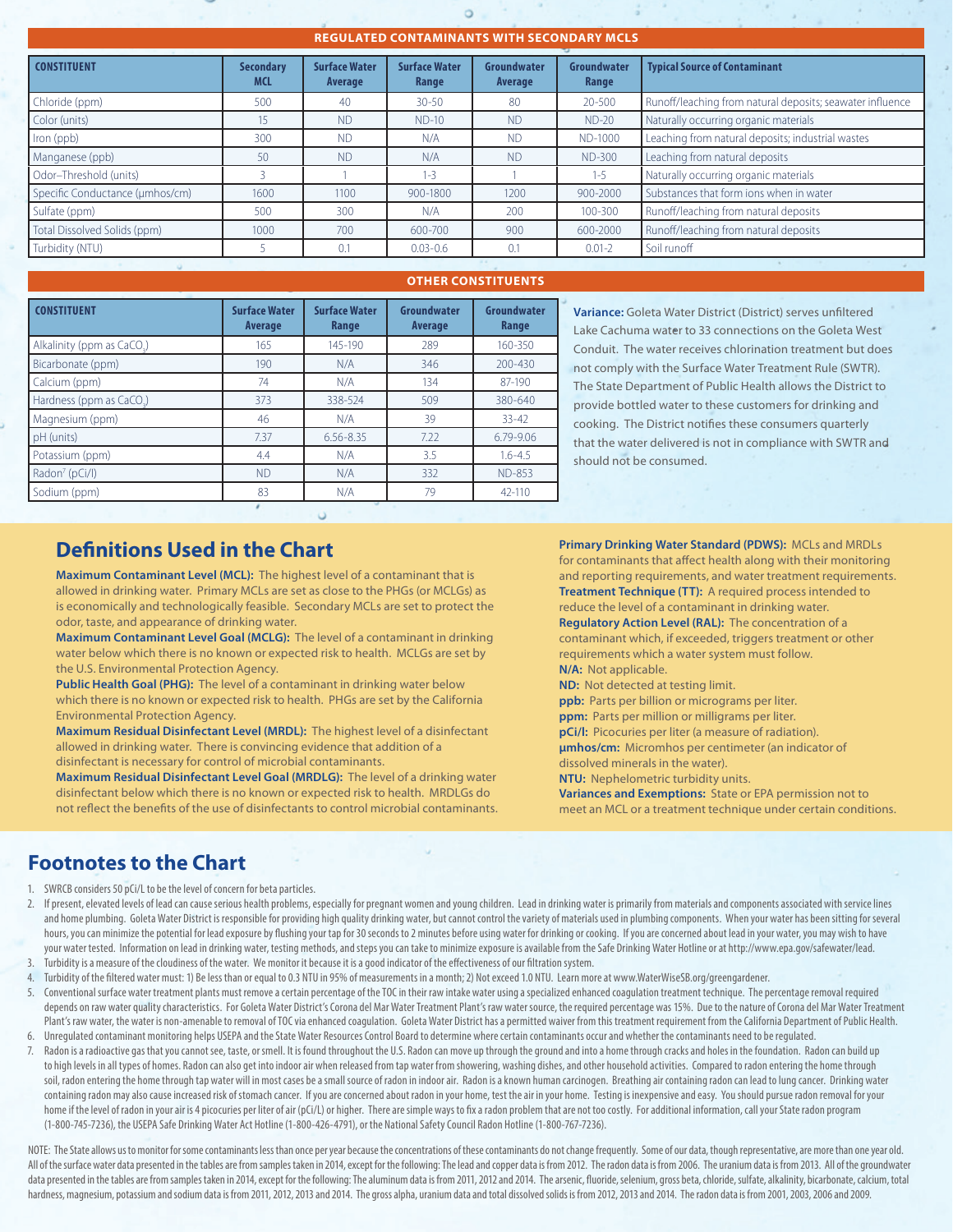## REGULATED CONTAMINANTS WITH SECONDARY MCLS

| CONSTITUENT | Secondary MCL | Surface Water Average | Surface Water Range | Groundwater Average | Groundwater Range | Typical Source of Contaminant |
|---|---|---|---|---|---|---|
| Chloride (ppm) | 500 | 40 | 30-50 | 80 | 20-500 | Runoff/leaching from natural deposits; seawater influence |
| Color (units) | 15 | ND | ND-10 | ND | ND-20 | Naturally occurring organic materials |
| Iron (ppb) | 300 | ND | N/A | ND | ND-1000 | Leaching from natural deposits; industrial wastes |
| Manganese (ppb) | 50 | ND | N/A | ND | ND-300 | Leaching from natural deposits |
| Odor–Threshold (units) | 3 | 1 | 1-3 | 1 | 1-5 | Naturally occurring organic materials |
| Specific Conductance (µmhos/cm) | 1600 | 1100 | 900-1800 | 1200 | 900-2000 | Substances that form ions when in water |
| Sulfate (ppm) | 500 | 300 | N/A | 200 | 100-300 | Runoff/leaching from natural deposits |
| Total Dissolved Solids (ppm) | 1000 | 700 | 600-700 | 900 | 600-2000 | Runoff/leaching from natural deposits |
| Turbidity (NTU) | 5 | 0.1 | 0.03-0.6 | 0.1 | 0.01-2 | Soil runoff |

## OTHER CONSTITUENTS

| CONSTITUENT | Surface Water Average | Surface Water Range | Groundwater Average | Groundwater Range |
|---|---|---|---|---|
| Alkalinity (ppm as $CaCO_3$) | 165 | 145-190 | 289 | 160-350 |
| Bicarbonate (ppm) | 190 | N/A | 346 | 200-430 |
| Calcium (ppm) | 74 | N/A | 134 | 87-190 |
| Hardness (ppm as $CaCO_3$) | 373 | 338-524 | 509 | 380-640 |
| Magnesium (ppm) | 46 | N/A | 39 | 33-42 |
| pH (units) | 7.37 | 6.56-8.35 | 7.22 | 6.79-9.06 |
| Potassium (ppm) | 4.4 | N/A | 3.5 | 1.6-4.5 |
| Radon[7] (pCi/l) | ND | N/A | 332 | ND-853 |
| Sodium (ppm) | 83 | N/A | 79 | 42-110 |

**Variance:** Goleta Water District (District) serves unfiltered Lake Cachuma water to 33 connections on the Goleta West Conduit. The water receives chlorination treatment but does not comply with the Surface Water Treatment Rule (SWTR). The State Department of Public Health allows the District to provide bottled water to these customers for drinking and cooking. The District notifies these consumers quarterly that the water delivered is not in compliance with SWTR and should not be consumed.

## Definitions Used in the Chart

**Maximum Contaminant Level (MCL):** The highest level of a contaminant that is allowed in drinking water. Primary MCLs are set as close to the PHGs (or MCLGs) as is economically and technologically feasible. Secondary MCLs are set to protect the odor, taste, and appearance of drinking water.

**Maximum Contaminant Level Goal (MCLG):** The level of a contaminant in drinking water below which there is no known or expected risk to health. MCLGs are set by the U.S. Environmental Protection Agency.

**Public Health Goal (PHG):** The level of a contaminant in drinking water below which there is no known or expected risk to health. PHGs are set by the California Environmental Protection Agency.

**Maximum Residual Disinfectant Level (MRDL):** The highest level of a disinfectant allowed in drinking water. There is convincing evidence that addition of a disinfectant is necessary for control of microbial contaminants.

**Maximum Residual Disinfectant Level Goal (MRDLG):** The level of a drinking water disinfectant below which there is no known or expected risk to health. MRDLGs do not reflect the benefits of the use of disinfectants to control microbial contaminants.

**Primary Drinking Water Standard (PDWS):** MCLs and MRDLs for contaminants that affect health along with their monitoring and reporting requirements, and water treatment requirements.

**Treatment Technique (TT):** A required process intended to reduce the level of a contaminant in drinking water.

**Regulatory Action Level (RAL):** The concentration of a contaminant which, if exceeded, triggers treatment or other requirements which a water system must follow.

**N/A:** Not applicable.

**ND:** Not detected at testing limit.

**ppb:** Parts per billion or micrograms per liter.

**ppm:** Parts per million or milligrams per liter.

**pCi/l:** Picocuries per liter (a measure of radiation).

**µmhos/cm:** Micromhos per centimeter (an indicator of dissolved minerals in the water).

**NTU:** Nephelometric turbidity units.

**Variances and Exemptions:** State or EPA permission not to meet an MCL or a treatment technique under certain conditions.

## Footnotes to the Chart

1. SWRCB considers 50 pCi/L to be the level of concern for beta particles.
2. If present, elevated levels of lead can cause serious health problems, especially for pregnant women and young children. Lead in drinking water is primarily from materials and components associated with service lines and home plumbing. Goleta Water District is responsible for providing high quality drinking water, but cannot control the variety of materials used in plumbing components. When your water has been sitting for several hours, you can minimize the potential for lead exposure by flushing your tap for 30 seconds to 2 minutes before using water for drinking or cooking. If you are concerned about lead in your water, you may wish to have your water tested. Information on lead in drinking water, testing methods, and steps you can take to minimize exposure is available from the Safe Drinking Water Hotline or at http://www.epa.gov/safewater/lead.
3. Turbidity is a measure of the cloudiness of the water. We monitor it because it is a good indicator of the effectiveness of our filtration system.
4. Turbidity of the filtered water must: 1) Be less than or equal to 0.3 NTU in 95% of measurements in a month; 2) Not exceed 1.0 NTU. Learn more at www.WaterWiseSB.org/greengardener.
5. Conventional surface water treatment plants must remove a certain percentage of the TOC in their raw intake water using a specialized enhanced coagulation treatment technique. The percentage removal required depends on raw water quality characteristics. For Goleta Water District's Corona del Mar Water Treatment Plant's raw water source, the required percentage was 15%. Due to the nature of Corona del Mar Water Treatment Plant's raw water, the water is non-amenable to removal of TOC via enhanced coagulation. Goleta Water District has a permitted waiver from this treatment requirement from the California Department of Public Health.
6. Unregulated contaminant monitoring helps USEPA and the State Water Resources Control Board to determine where certain contaminants occur and whether the contaminants need to be regulated.
7. Radon is a radioactive gas that you cannot see, taste, or smell. It is found throughout the U.S. Radon can move up through the ground and into a home through cracks and holes in the foundation. Radon can build up to high levels in all types of homes. Radon can also get into indoor air when released from tap water from showering, washing dishes, and other household activities. Compared to radon entering the home through soil, radon entering the home through tap water will in most cases be a small source of radon in indoor air. Radon is a known human carcinogen. Breathing air containing radon can lead to lung cancer. Drinking water containing radon may also cause increased risk of stomach cancer. If you are concerned about radon in your home, test the air in your home. Testing is inexpensive and easy. You should pursue radon removal for your home if the level of radon in your air is 4 picocuries per liter of air (pCi/L) or higher. There are simple ways to fix a radon problem that are not too costly. For additional information, call your State radon program (1-800-745-7236), the USEPA Safe Drinking Water Act Hotline (1-800-426-4791), or the National Safety Council Radon Hotline (1-800-767-7236).

NOTE: The State allows us to monitor for some contaminants less than once per year because the concentrations of these contaminants do not change frequently. Some of our data, though representative, are more than one year old. All of the surface water data presented in the tables are from samples taken in 2014, except for the following: The lead and copper data is from 2012. The radon data is from 2006. The uranium data is from 2013. All of the groundwater data presented in the tables are from samples taken in 2014, except for the following: The aluminum data is from 2011, 2012 and 2014. The arsenic, fluoride, selenium, gross beta, chloride, sulfate, alkalinity, bicarbonate, calcium, total hardness, magnesium, potassium and sodium data is from 2011, 2012, 2013 and 2014. The gross alpha, uranium data and total dissolved solids is from 2012, 2013 and 2014. The radon data is from 2001, 2003, 2006 and 2009.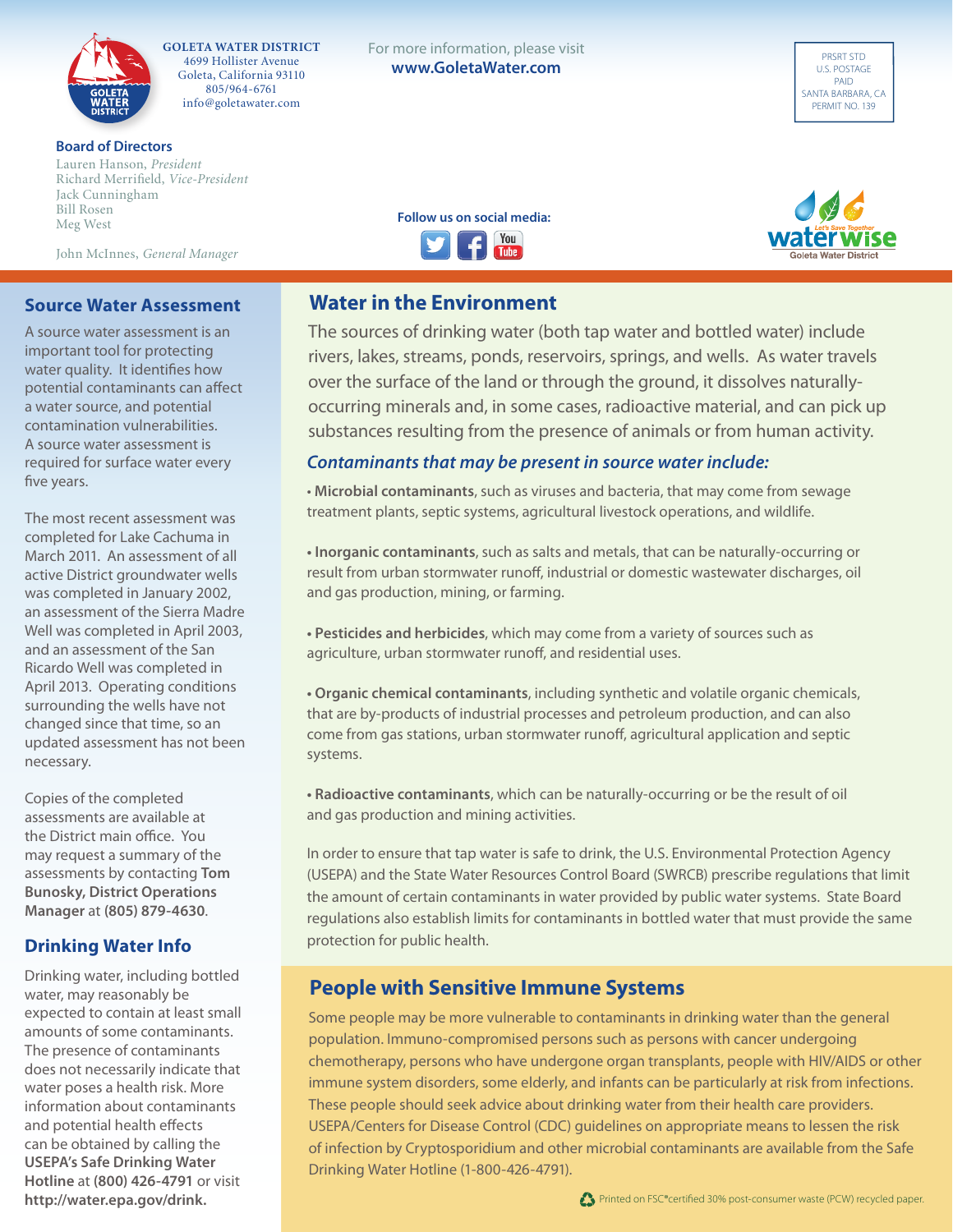GOLETA WATER DISTRICT
4699 Hollister Avenue
Goleta, California 93110
805/964-6761
info@goletawater.com

For more information, please visit
**www.GoletaWater.com**

PRSRT STD
U.S. POSTAGE
PAID
SANTA BARBARA, CA
PERMIT NO. 139

**Board of Directors**
Lauren Hanson, *President*
Richard Merrifield, *Vice-President*
Jack Cunningham
Bill Rosen
Meg West

John McInnes, *General Manager*

**Follow us on social media:**

Let's Save Together
waterwise
Goleta Water District

## Source Water Assessment

A source water assessment is an important tool for protecting water quality. It identifies how potential contaminants can affect a water source, and potential contamination vulnerabilities. A source water assessment is required for surface water every five years.

The most recent assessment was completed for Lake Cachuma in March 2011. An assessment of all active District groundwater wells was completed in January 2002, an assessment of the Sierra Madre Well was completed in April 2003, and an assessment of the San Ricardo Well was completed in April 2013. Operating conditions surrounding the wells have not changed since that time, so an updated assessment has not been necessary.

Copies of the completed assessments are available at the District main office. You may request a summary of the assessments by contacting **Tom Bunosky, District Operations Manager** at **(805) 879-4630**.

## Drinking Water Info

Drinking water, including bottled water, may reasonably be expected to contain at least small amounts of some contaminants. The presence of contaminants does not necessarily indicate that water poses a health risk. More information about contaminants and potential health effects can be obtained by calling the **USEPA's Safe Drinking Water Hotline** at **(800) 426-4791** or visit **http://water.epa.gov/drink.**

## Water in the Environment

The sources of drinking water (both tap water and bottled water) include rivers, lakes, streams, ponds, reservoirs, springs, and wells. As water travels over the surface of the land or through the ground, it dissolves naturally-occurring minerals and, in some cases, radioactive material, and can pick up substances resulting from the presence of animals or from human activity.

### *Contaminants that may be present in source water include:*

- **Microbial contaminants**, such as viruses and bacteria, that may come from sewage treatment plants, septic systems, agricultural livestock operations, and wildlife.
- **Inorganic contaminants**, such as salts and metals, that can be naturally-occurring or result from urban stormwater runoff, industrial or domestic wastewater discharges, oil and gas production, mining, or farming.
- **Pesticides and herbicides**, which may come from a variety of sources such as agriculture, urban stormwater runoff, and residential uses.
- **Organic chemical contaminants**, including synthetic and volatile organic chemicals, that are by-products of industrial processes and petroleum production, and can also come from gas stations, urban stormwater runoff, agricultural application and septic systems.
- **Radioactive contaminants**, which can be naturally-occurring or be the result of oil and gas production and mining activities.

In order to ensure that tap water is safe to drink, the U.S. Environmental Protection Agency (USEPA) and the State Water Resources Control Board (SWRCB) prescribe regulations that limit the amount of certain contaminants in water provided by public water systems. State Board regulations also establish limits for contaminants in bottled water that must provide the same protection for public health.

## People with Sensitive Immune Systems

Some people may be more vulnerable to contaminants in drinking water than the general population. Immuno-compromised persons such as persons with cancer undergoing chemotherapy, persons who have undergone organ transplants, people with HIV/AIDS or other immune system disorders, some elderly, and infants can be particularly at risk from infections. These people should seek advice about drinking water from their health care providers. USEPA/Centers for Disease Control (CDC) guidelines on appropriate means to lessen the risk of infection by Cryptosporidium and other microbial contaminants are available from the Safe Drinking Water Hotline (1-800-426-4791).

Printed on FSC®certified 30% post-consumer waste (PCW) recycled paper.